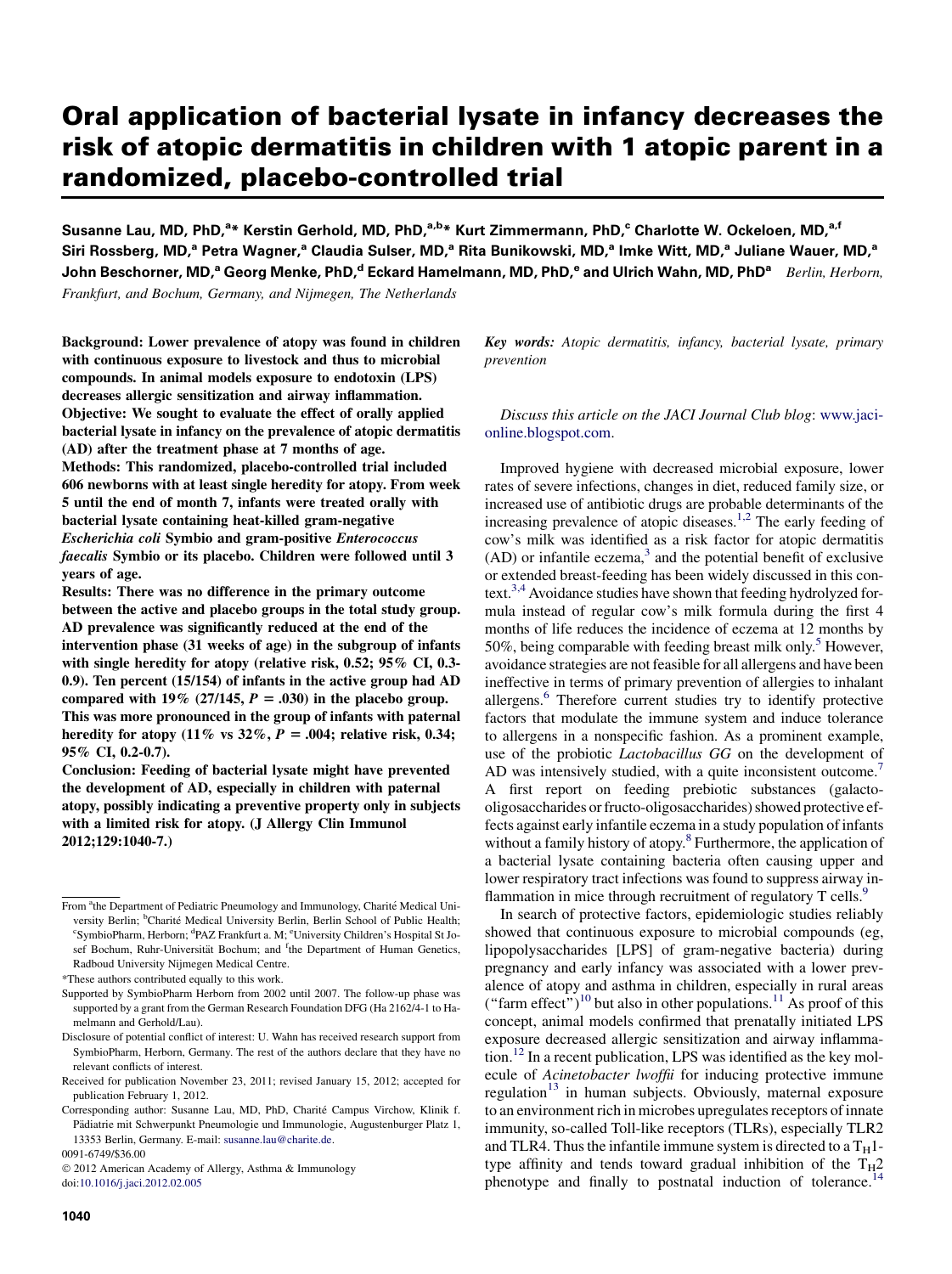# Oral application of bacterial lysate in infancy decreases the risk of atopic dermatitis in children with 1 atopic parent in a randomized, placebo-controlled trial

Susanne Lau, MD, PhD,[a]* Kerstin Gerhold, MD, PhD,[a,b]* Kurt Zimmermann, PhD,[c] Charlotte W. Ockeloen, MD,[a,f] Siri Rossberg, MD,[a] Petra Wagner,[a] Claudia Sulser, MD,[a] Rita Bunikowski, MD,[a] Imke Witt, MD,[a] Juliane Wauer, MD,[a] John Beschorner, MD,[a] Georg Menke, PhD,[d] Eckard Hamelmann, MD, PhD,[e] and Ulrich Wahn, MD, PhD[a] *Berlin, Herborn, Frankfurt, and Bochum, Germany, and Nijmegen, The Netherlands*

**Background: Lower prevalence of atopy was found in children with continuous exposure to livestock and thus to microbial compounds. In animal models exposure to endotoxin (LPS) decreases allergic sensitization and airway inflammation.**

**Objective: We sought to evaluate the effect of orally applied bacterial lysate in infancy on the prevalence of atopic dermatitis (AD) after the treatment phase at 7 months of age.**

**Methods: This randomized, placebo-controlled trial included 606 newborns with at least single heredity for atopy. From week 5 until the end of month 7, infants were treated orally with bacterial lysate containing heat-killed gram-negative *Escherichia coli* Symbio and gram-positive *Enterococcus faecalis* Symbio or its placebo. Children were followed until 3 years of age.**

**Results: There was no difference in the primary outcome between the active and placebo groups in the total study group. AD prevalence was significantly reduced at the end of the intervention phase (31 weeks of age) in the subgroup of infants with single heredity for atopy (relative risk, 0.52; 95% CI, 0.3-0.9). Ten percent (15/154) of infants in the active group had AD compared with 19% (27/145, $P = .030$) in the placebo group. This was more pronounced in the group of infants with paternal heredity for atopy (11% vs 32%, $P = .004$; relative risk, 0.34; 95% CI, 0.2-0.7).**

**Conclusion: Feeding of bacterial lysate might have prevented the development of AD, especially in children with paternal atopy, possibly indicating a preventive property only in subjects with a limited risk for atopy. (J Allergy Clin Immunol 2012;129:1040-7.)**

***Key words:** Atopic dermatitis, infancy, bacterial lysate, primary prevention*

*Discuss this article on the JACI Journal Club blog*: www.jaci-online.blogspot.com.

Improved hygiene with decreased microbial exposure, lower rates of severe infections, changes in diet, reduced family size, or increased use of antibiotic drugs are probable determinants of the increasing prevalence of atopic diseases.[1,2] The early feeding of cow's milk was identified as a risk factor for atopic dermatitis (AD) or infantile eczema,[3] and the potential benefit of exclusive or extended breast-feeding has been widely discussed in this context.[3,4] Avoidance studies have shown that feeding hydrolyzed formula instead of regular cow's milk formula during the first 4 months of life reduces the incidence of eczema at 12 months by 50%, being comparable with feeding breast milk only.[5] However, avoidance strategies are not feasible for all allergens and have been ineffective in terms of primary prevention of allergies to inhalant allergens.[6] Therefore current studies try to identify protective factors that modulate the immune system and induce tolerance to allergens in a nonspecific fashion. As a prominent example, use of the probiotic *Lactobacillus GG* on the development of AD was intensively studied, with a quite inconsistent outcome.[7] A first report on feeding prebiotic substances (galacto-oligosaccharides or fructo-oligosaccharides) showed protective effects against early infantile eczema in a study population of infants without a family history of atopy.[8] Furthermore, the application of a bacterial lysate containing bacteria often causing upper and lower respiratory tract infections was found to suppress airway inflammation in mice through recruitment of regulatory T cells.[9]

In search of protective factors, epidemiologic studies reliably showed that continuous exposure to microbial compounds (eg, lipopolysaccharides [LPS] of gram-negative bacteria) during pregnancy and early infancy was associated with a lower prevalence of atopy and asthma in children, especially in rural areas ("farm effect")[10] but also in other populations.[11] As proof of this concept, animal models confirmed that prenatally initiated LPS exposure decreased allergic sensitization and airway inflammation.[12] In a recent publication, LPS was identified as the key molecule of *Acinetobacter lwoffii* for inducing protective immune regulation[13] in human subjects. Obviously, maternal exposure to an environment rich in microbes upregulates receptors of innate immunity, so-called Toll-like receptors (TLRs), especially TLR2 and TLR4. Thus the infantile immune system is directed to a $T_H1$-type affinity and tends toward gradual inhibition of the $T_H2$ phenotype and finally to postnatal induction of tolerance.[14]

From [a]the Department of Pediatric Pneumology and Immunology, Charité Medical University Berlin; [b]Charité Medical University Berlin, Berlin School of Public Health; [c]SymbioPharm, Herborn; [d]PAZ Frankfurt a. M; [e]University Children's Hospital St Josef Bochum, Ruhr-Universität Bochum; and [f]the Department of Human Genetics, Radboud University Nijmegen Medical Centre.

*These authors contributed equally to this work.

Supported by SymbioPharm Herborn from 2002 until 2007. The follow-up phase was supported by a grant from the German Research Foundation DFG (Ha 2162/4-1 to Hamelmann and Gerhold/Lau).

Disclosure of potential conflict of interest: U. Wahn has received research support from SymbioPharm, Herborn, Germany. The rest of the authors declare that they have no relevant conflicts of interest.

Received for publication November 23, 2011; revised January 15, 2012; accepted for publication February 1, 2012.

Corresponding author: Susanne Lau, MD, PhD, Charité Campus Virchow, Klinik f. Pädiatrie mit Schwerpunkt Pneumologie und Immunologie, Augustenburger Platz 1, 13353 Berlin, Germany. E-mail: susanne.lau@charite.de.

0091-6749/$36.00

© 2012 American Academy of Allergy, Asthma & Immunology

doi:10.1016/j.jaci.2012.02.005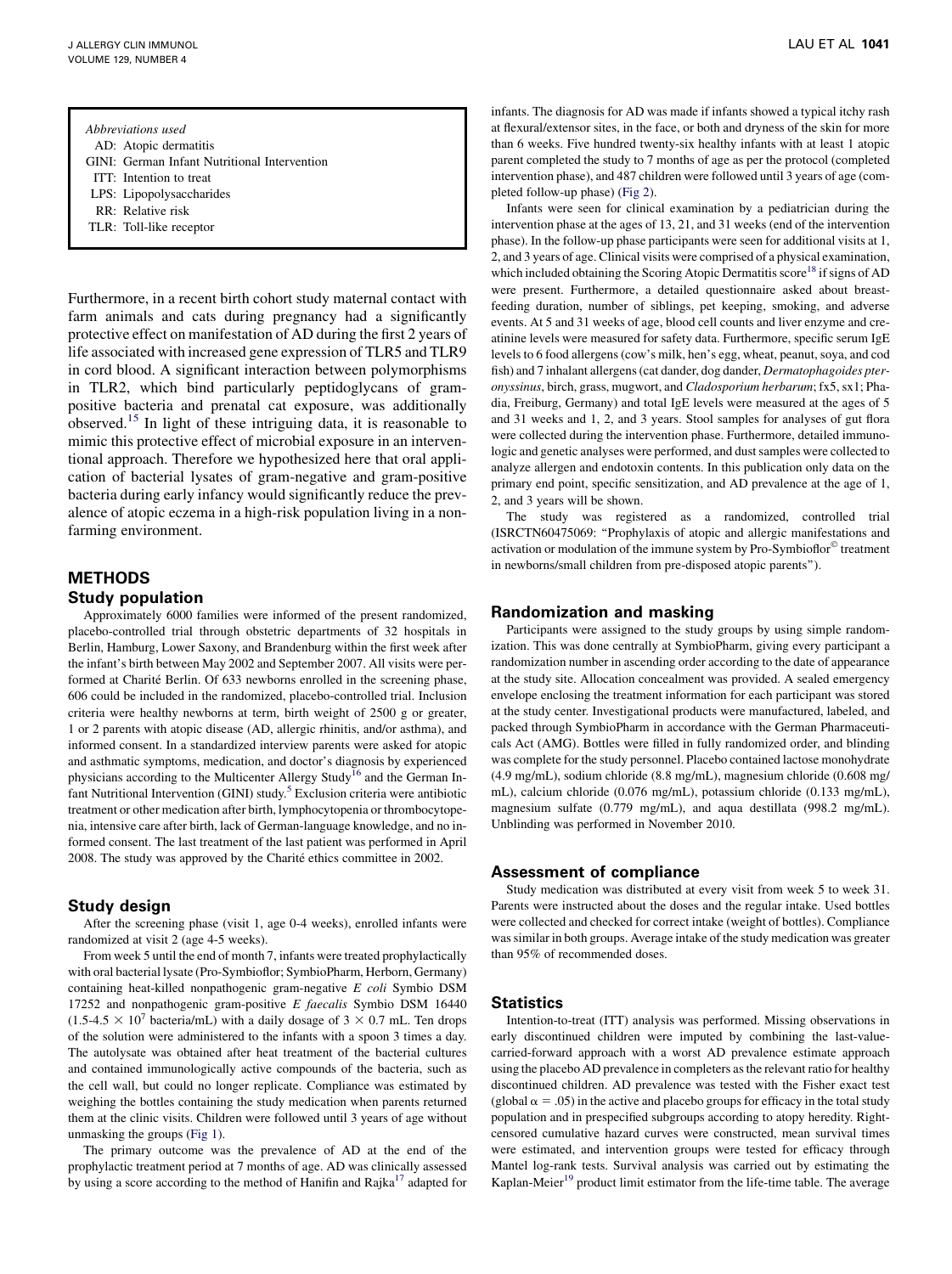| Abbreviations used | |
|---|---|
| AD: | Atopic dermatitis |
| GINI: | German Infant Nutritional Intervention |
| ITT: | Intention to treat |
| LPS: | Lipopolysaccharides |
| RR: | Relative risk |
| TLR: | Toll-like receptor |

Furthermore, in a recent birth cohort study maternal contact with farm animals and cats during pregnancy had a significantly protective effect on manifestation of AD during the first 2 years of life associated with increased gene expression of TLR5 and TLR9 in cord blood. A significant interaction between polymorphisms in TLR2, which bind particularly peptidoglycans of gram-positive bacteria and prenatal cat exposure, was additionally observed.[15] In light of these intriguing data, it is reasonable to mimic this protective effect of microbial exposure in an interventional approach. Therefore we hypothesized here that oral application of bacterial lysates of gram-negative and gram-positive bacteria during early infancy would significantly reduce the prevalence of atopic eczema in a high-risk population living in a nonfarming environment.

## METHODS

### Study population

Approximately 6000 families were informed of the present randomized, placebo-controlled trial through obstetric departments of 32 hospitals in Berlin, Hamburg, Lower Saxony, and Brandenburg within the first week after the infant's birth between May 2002 and September 2007. All visits were performed at Charité Berlin. Of 633 newborns enrolled in the screening phase, 606 could be included in the randomized, placebo-controlled trial. Inclusion criteria were healthy newborns at term, birth weight of 2500 g or greater, 1 or 2 parents with atopic disease (AD, allergic rhinitis, and/or asthma), and informed consent. In a standardized interview parents were asked for atopic and asthmatic symptoms, medication, and doctor's diagnosis by experienced physicians according to the Multicenter Allergy Study[16] and the German Infant Nutritional Intervention (GINI) study.[5] Exclusion criteria were antibiotic treatment or other medication after birth, lymphocytopenia or thrombocytopenia, intensive care after birth, lack of German-language knowledge, and no informed consent. The last treatment of the last patient was performed in April 2008. The study was approved by the Charité ethics committee in 2002.

### Study design

After the screening phase (visit 1, age 0-4 weeks), enrolled infants were randomized at visit 2 (age 4-5 weeks).

From week 5 until the end of month 7, infants were treated prophylactically with oral bacterial lysate (Pro-Symbioflor; SymbioPharm, Herborn, Germany) containing heat-killed nonpathogenic gram-negative *E coli* Symbio DSM 17252 and nonpathogenic gram-positive *E faecalis* Symbio DSM 16440 ($1.5\text{-}4.5 \times 10^7$ bacteria/mL) with a daily dosage of $3 \times 0.7$ mL. Ten drops of the solution were administered to the infants with a spoon 3 times a day. The autolysate was obtained after heat treatment of the bacterial cultures and contained immunologically active compounds of the bacteria, such as the cell wall, but could no longer replicate. Compliance was estimated by weighing the bottles containing the study medication when parents returned them at the clinic visits. Children were followed until 3 years of age without unmasking the groups (Fig 1).

The primary outcome was the prevalence of AD at the end of the prophylactic treatment period at 7 months of age. AD was clinically assessed by using a score according to the method of Hanifin and Rajka[17] adapted for infants. The diagnosis for AD was made if infants showed a typical itchy rash at flexural/extensor sites, in the face, or both and dryness of the skin for more than 6 weeks. Five hundred twenty-six healthy infants with at least 1 atopic parent completed the study to 7 months of age as per the protocol (completed intervention phase), and 487 children were followed until 3 years of age (completed follow-up phase) (Fig 2).

Infants were seen for clinical examination by a pediatrician during the intervention phase at the ages of 13, 21, and 31 weeks (end of the intervention phase). In the follow-up phase participants were seen for additional visits at 1, 2, and 3 years of age. Clinical visits were comprised of a physical examination, which included obtaining the Scoring Atopic Dermatitis score[18] if signs of AD were present. Furthermore, a detailed questionnaire asked about breastfeeding duration, number of siblings, pet keeping, smoking, and adverse events. At 5 and 31 weeks of age, blood cell counts and liver enzyme and creatinine levels were measured for safety data. Furthermore, specific serum IgE levels to 6 food allergens (cow's milk, hen's egg, wheat, peanut, soya, and cod fish) and 7 inhalant allergens (cat dander, dog dander, *Dermatophagoides pteronyssinus*, birch, grass, mugwort, and *Cladosporium herbarum*; fx5, sx1; Phadia, Freiburg, Germany) and total IgE levels were measured at the ages of 5 and 31 weeks and 1, 2, and 3 years. Stool samples for analyses of gut flora were collected during the intervention phase. Furthermore, detailed immunologic and genetic analyses were performed, and dust samples were collected to analyze allergen and endotoxin contents. In this publication only data on the primary end point, specific sensitization, and AD prevalence at the age of 1, 2, and 3 years will be shown.

The study was registered as a randomized, controlled trial (ISRCTN60475069: "Prophylaxis of atopic and allergic manifestations and activation or modulation of the immune system by Pro-Symbioflor© treatment in newborns/small children from pre-disposed atopic parents").

### Randomization and masking

Participants were assigned to the study groups by using simple randomization. This was done centrally at SymbioPharm, giving every participant a randomization number in ascending order according to the date of appearance at the study site. Allocation concealment was provided. A sealed emergency envelope enclosing the treatment information for each participant was stored at the study center. Investigational products were manufactured, labeled, and packed through SymbioPharm in accordance with the German Pharmaceuticals Act (AMG). Bottles were filled in fully randomized order, and blinding was complete for the study personnel. Placebo contained lactose monohydrate (4.9 mg/mL), sodium chloride (8.8 mg/mL), magnesium chloride (0.608 mg/mL), calcium chloride (0.076 mg/mL), potassium chloride (0.133 mg/mL), magnesium sulfate (0.779 mg/mL), and aqua destillata (998.2 mg/mL). Unblinding was performed in November 2010.

### Assessment of compliance

Study medication was distributed at every visit from week 5 to week 31. Parents were instructed about the doses and the regular intake. Used bottles were collected and checked for correct intake (weight of bottles). Compliance was similar in both groups. Average intake of the study medication was greater than 95% of recommended doses.

### Statistics

Intention-to-treat (ITT) analysis was performed. Missing observations in early discontinued children were imputed by combining the last-value-carried-forward approach with a worst AD prevalence estimate approach using the placebo AD prevalence in completers as the relevant ratio for healthy discontinued children. AD prevalence was tested with the Fisher exact test (global $\alpha = .05$) in the active and placebo groups for efficacy in the total study population and in prespecified subgroups according to atopy heredity. Right-censored cumulative hazard curves were constructed, mean survival times were estimated, and intervention groups were tested for efficacy through Mantel log-rank tests. Survival analysis was carried out by estimating the Kaplan-Meier[19] product limit estimator from the life-time table. The average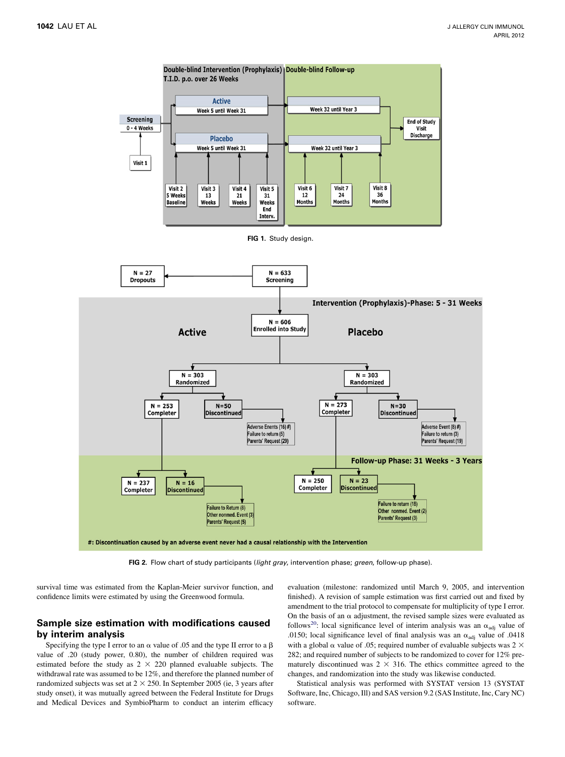FIG 1. Study design.

FIG 2. Flow chart of study participants (*light gray,* intervention phase; *green,* follow-up phase).

survival time was estimated from the Kaplan-Meier survivor function, and confidence limits were estimated by using the Greenwood formula.

## Sample size estimation with modifications caused by interim analysis

Specifying the type I error to an $\alpha$ value of .05 and the type II error to a $\beta$ value of .20 (study power, 0.80), the number of children required was estimated before the study as $2 \times 220$ planned evaluable subjects. The withdrawal rate was assumed to be 12%, and therefore the planned number of randomized subjects was set at $2 \times 250$. In September 2005 (ie, 3 years after study onset), it was mutually agreed between the Federal Institute for Drugs and Medical Devices and SymbioPharm to conduct an interim efficacy evaluation (milestone: randomized until March 9, 2005, and intervention finished). A revision of sample estimation was first carried out and fixed by amendment to the trial protocol to compensate for multiplicity of type I error. On the basis of an $\alpha$ adjustment, the revised sample sizes were evaluated as follows[20]: local significance level of interim analysis was an $\alpha_{adj}$ value of .0150; local significance level of final analysis was an $\alpha_{adj}$ value of .0418 with a global $\alpha$ value of .05; required number of evaluable subjects was $2 \times 282$; and required number of subjects to be randomized to cover for 12% prematurely discontinued was $2 \times 316$. The ethics committee agreed to the changes, and randomization into the study was likewise conducted.

Statistical analysis was performed with SYSTAT version 13 (SYSTAT Software, Inc, Chicago, Ill) and SAS version 9.2 (SAS Institute, Inc, Cary NC) software.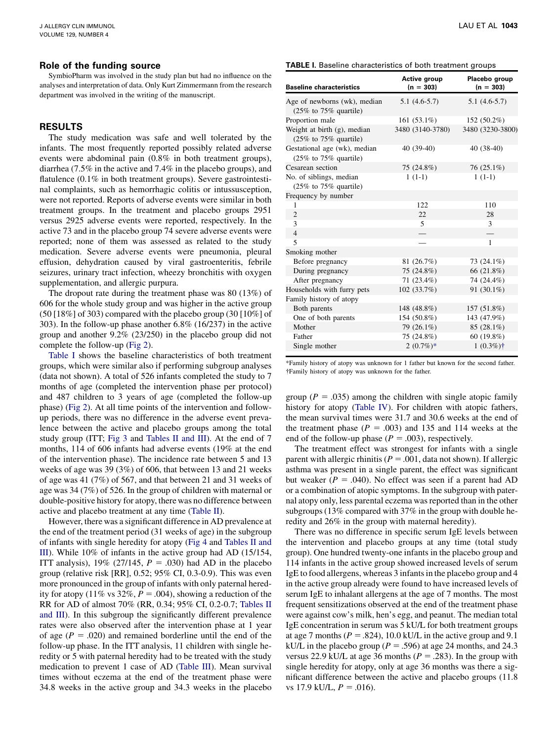### Role of the funding source

SymbioPharm was involved in the study plan but had no influence on the analyses and interpretation of data. Only Kurt Zimmermann from the research department was involved in the writing of the manuscript.

## RESULTS

The study medication was safe and well tolerated by the infants. The most frequently reported possibly related adverse events were abdominal pain (0.8% in both treatment groups), diarrhea (7.5% in the active and 7.4% in the placebo groups), and flatulence (0.1% in both treatment groups). Severe gastrointestinal complaints, such as hemorrhagic colitis or intussusception, were not reported. Reports of adverse events were similar in both treatment groups. In the treatment and placebo groups 2951 versus 2925 adverse events were reported, respectively. In the active 73 and in the placebo group 74 severe adverse events were reported; none of them was assessed as related to the study medication. Severe adverse events were pneumonia, pleural effusion, dehydration caused by viral gastroenteritis, febrile seizures, urinary tract infection, wheezy bronchitis with oxygen supplementation, and allergic purpura.

The dropout rate during the treatment phase was 80 (13%) of 606 for the whole study group and was higher in the active group (50 [18%] of 303) compared with the placebo group (30 [10%] of 303). In the follow-up phase another 6.8% (16/237) in the active group and another 9.2% (23/250) in the placebo group did not complete the follow-up (Fig 2).

Table I shows the baseline characteristics of both treatment groups, which were similar also if performing subgroup analyses (data not shown). A total of 526 infants completed the study to 7 months of age (completed the intervention phase per protocol) and 487 children to 3 years of age (completed the follow-up phase) (Fig 2). At all time points of the intervention and follow-up periods, there was no difference in the adverse event prevalence between the active and placebo groups among the total study group (ITT; Fig 3 and Tables II and III). At the end of 7 months, 114 of 606 infants had adverse events (19% at the end of the intervention phase). The incidence rate between 5 and 13 weeks of age was 39 (3%) of 606, that between 13 and 21 weeks of age was 41 (7%) of 567, and that between 21 and 31 weeks of age was 34 (7%) of 526. In the group of children with maternal or double-positive history for atopy, there was no difference between active and placebo treatment at any time (Table II).

However, there was a significant difference in AD prevalence at the end of the treatment period (31 weeks of age) in the subgroup of infants with single heredity for atopy (Fig 4 and Tables II and III). While 10% of infants in the active group had AD (15/154, ITT analysis), 19% (27/145, $P = .030$) had AD in the placebo group (relative risk [RR], 0.52; 95% CI, 0.3-0.9). This was even more pronounced in the group of infants with only paternal heredity for atopy (11% vs 32%, $P = .004$), showing a reduction of the RR for AD of almost 70% (RR, 0.34; 95% CI, 0.2-0.7; Tables II and III). In this subgroup the significantly different prevalence rates were also observed after the intervention phase at 1 year of age ($P = .020$) and remained borderline until the end of the follow-up phase. In the ITT analysis, 11 children with single heredity or 5 with paternal heredity had to be treated with the study medication to prevent 1 case of AD (Table III). Mean survival times without eczema at the end of the treatment phase were 34.8 weeks in the active group and 34.3 weeks in the placebo group ($P = .035$) among the children with single atopic family history for atopy (Table IV). For children with atopic fathers, the mean survival times were 31.7 and 30.6 weeks at the end of the treatment phase ($P = .003$) and 135 and 114 weeks at the end of the follow-up phase ($P = .003$), respectively.

The treatment effect was strongest for infants with a single parent with allergic rhinitis ($P = .001$, data not shown). If allergic asthma was present in a single parent, the effect was significant but weaker ($P = .040$). No effect was seen if a parent had AD or a combination of atopic symptoms. In the subgroup with paternal atopy only, less parental eczema was reported than in the other subgroups (13% compared with 37% in the group with double heredity and 26% in the group with maternal heredity).

There was no difference in specific serum IgE levels between the intervention and placebo groups at any time (total study group). One hundred twenty-one infants in the placebo group and 114 infants in the active group showed increased levels of serum IgE to food allergens, whereas 3 infants in the placebo group and 4 in the active group already were found to have increased levels of serum IgE to inhalant allergens at the age of 7 months. The most frequent sensitizations observed at the end of the treatment phase were against cow's milk, hen's egg, and peanut. The median total IgE concentration in serum was 5 kU/L for both treatment groups at age 7 months ($P = .824$), 10.0 kU/L in the active group and 9.1 kU/L in the placebo group ($P = .596$) at age 24 months, and 24.3 versus 22.9 kU/L at age 36 months ($P = .283$). In the group with single heredity for atopy, only at age 36 months was there a significant difference between the active and placebo groups (11.8 vs 17.9 kU/L, $P = .016$).

**TABLE I.** Baseline characteristics of both treatment groups

| Baseline characteristics | Active group (n = 303) | Placebo group (n = 303) |
|---|---|---|
| Age of newborns (wk), median (25% to 75% quartile) | 5.1 (4.6-5.7) | 5.1 (4.6-5.7) |
| Proportion male | 161 (53.1%) | 152 (50.2%) |
| Weight at birth (g), median (25% to 75% quartile) | 3480 (3140-3780) | 3480 (3230-3800) |
| Gestational age (wk), median (25% to 75% quartile) | 40 (39-40) | 40 (38-40) |
| Cesarean section | 75 (24.8%) | 76 (25.1%) |
| No. of siblings, median (25% to 75% quartile) | 1 (1-1) | 1 (1-1) |
| Frequency by number | | |
| 1 | 122 | 110 |
| 2 | 22 | 28 |
| 3 | 5 | 3 |
| 4 | — | — |
| 5 | — | 1 |
| Smoking mother | | |
| Before pregnancy | 81 (26.7%) | 73 (24.1%) |
| During pregnancy | 75 (24.8%) | 66 (21.8%) |
| After pregnancy | 71 (23.4%) | 74 (24.4%) |
| Households with furry pets | 102 (33.7%) | 91 (30.1%) |
| Family history of atopy | | |
| Both parents | 148 (48.8%) | 157 (51.8%) |
| One of both parents | 154 (50.8%) | 143 (47.9%) |
| Mother | 79 (26.1%) | 85 (28.1%) |
| Father | 75 (24.8%) | 60 (19.8%) |
| Single mother | 2 (0.7%)* | 1 (0.3%)† |

*Family history of atopy was unknown for 1 father but known for the second father.
†Family history of atopy was unknown for the father.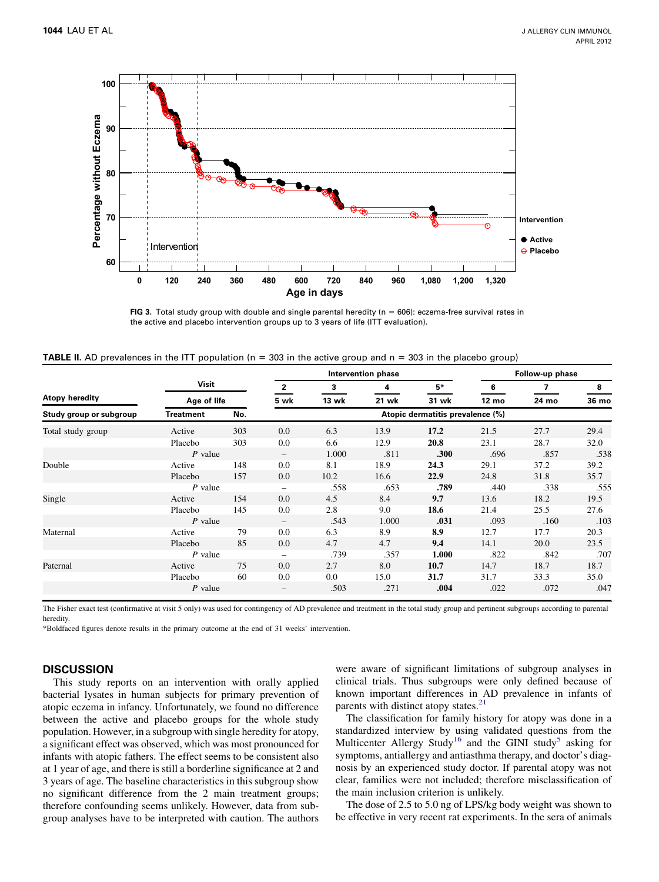**FIG 3.** Total study group with double and single parental heredity (n = 606): eczema-free survival rates in the active and placebo intervention groups up to 3 years of life (ITT evaluation).

**TABLE II.** AD prevalences in the ITT population (n = 303 in the active group and n = 303 in the placebo group)

| Atopy heredity | Visit | | Intervention phase | | | | Follow-up phase | | |
|---|---|---|---|---|---|---|---|---|---|
| | Age of life | | 2 | 3 | 4 | 5* | 6 | 7 | 8 |
| | | | 5 wk | 13 wk | 21 wk | 31 wk | 12 mo | 24 mo | 36 mo |
| **Study group or subgroup** | **Treatment** | **No.** | **Atopic dermatitis prevalence (%)** | | | | | | |
| Total study group | Active | 303 | 0.0 | 6.3 | 13.9 | **17.2** | 21.5 | 27.7 | 29.4 |
| | Placebo | 303 | 0.0 | 6.6 | 12.9 | **20.8** | 23.1 | 28.7 | 32.0 |
| | *P* value | | – | 1.000 | .811 | **.300** | .696 | .857 | .538 |
| Double | Active | 148 | 0.0 | 8.1 | 18.9 | **24.3** | 29.1 | 37.2 | 39.2 |
| | Placebo | 157 | 0.0 | 10.2 | 16.6 | **22.9** | 24.8 | 31.8 | 35.7 |
| | *P* value | | – | .558 | .653 | **.789** | .440 | .338 | .555 |
| Single | Active | 154 | 0.0 | 4.5 | 8.4 | **9.7** | 13.6 | 18.2 | 19.5 |
| | Placebo | 145 | 0.0 | 2.8 | 9.0 | **18.6** | 21.4 | 25.5 | 27.6 |
| | *P* value | | – | .543 | 1.000 | **.031** | .093 | .160 | .103 |
| Maternal | Active | 79 | 0.0 | 6.3 | 8.9 | **8.9** | 12.7 | 17.7 | 20.3 |
| | Placebo | 85 | 0.0 | 4.7 | 4.7 | **9.4** | 14.1 | 20.0 | 23.5 |
| | *P* value | | – | .739 | .357 | **1.000** | .822 | .842 | .707 |
| Paternal | Active | 75 | 0.0 | 2.7 | 8.0 | **10.7** | 14.7 | 18.7 | 18.7 |
| | Placebo | 60 | 0.0 | 0.0 | 15.0 | **31.7** | 31.7 | 33.3 | 35.0 |
| | *P* value | | – | .503 | .271 | **.004** | .022 | .072 | .047 |

The Fisher exact test (confirmative at visit 5 only) was used for contingency of AD prevalence and treatment in the total study group and pertinent subgroups according to parental heredity.

*Boldfaced figures denote results in the primary outcome at the end of 31 weeks' intervention.

## DISCUSSION

This study reports on an intervention with orally applied bacterial lysates in human subjects for primary prevention of atopic eczema in infancy. Unfortunately, we found no difference between the active and placebo groups for the whole study population. However, in a subgroup with single heredity for atopy, a significant effect was observed, which was most pronounced for infants with atopic fathers. The effect seems to be consistent also at 1 year of age, and there is still a borderline significance at 2 and 3 years of age. The baseline characteristics in this subgroup show no significant difference from the 2 main treatment groups; therefore confounding seems unlikely. However, data from subgroup analyses have to be interpreted with caution. The authors were aware of significant limitations of subgroup analyses in clinical trials. Thus subgroups were only defined because of known important differences in AD prevalence in infants of parents with distinct atopy states.[21]

The classification for family history for atopy was done in a standardized interview by using validated questions from the Multicenter Allergy Study[16] and the GINI study[5] asking for symptoms, antiallergy and antiasthma therapy, and doctor's diagnosis by an experienced study doctor. If parental atopy was not clear, families were not included; therefore misclassification of the main inclusion criterion is unlikely.

The dose of 2.5 to 5.0 ng of LPS/kg body weight was shown to be effective in very recent rat experiments. In the sera of animals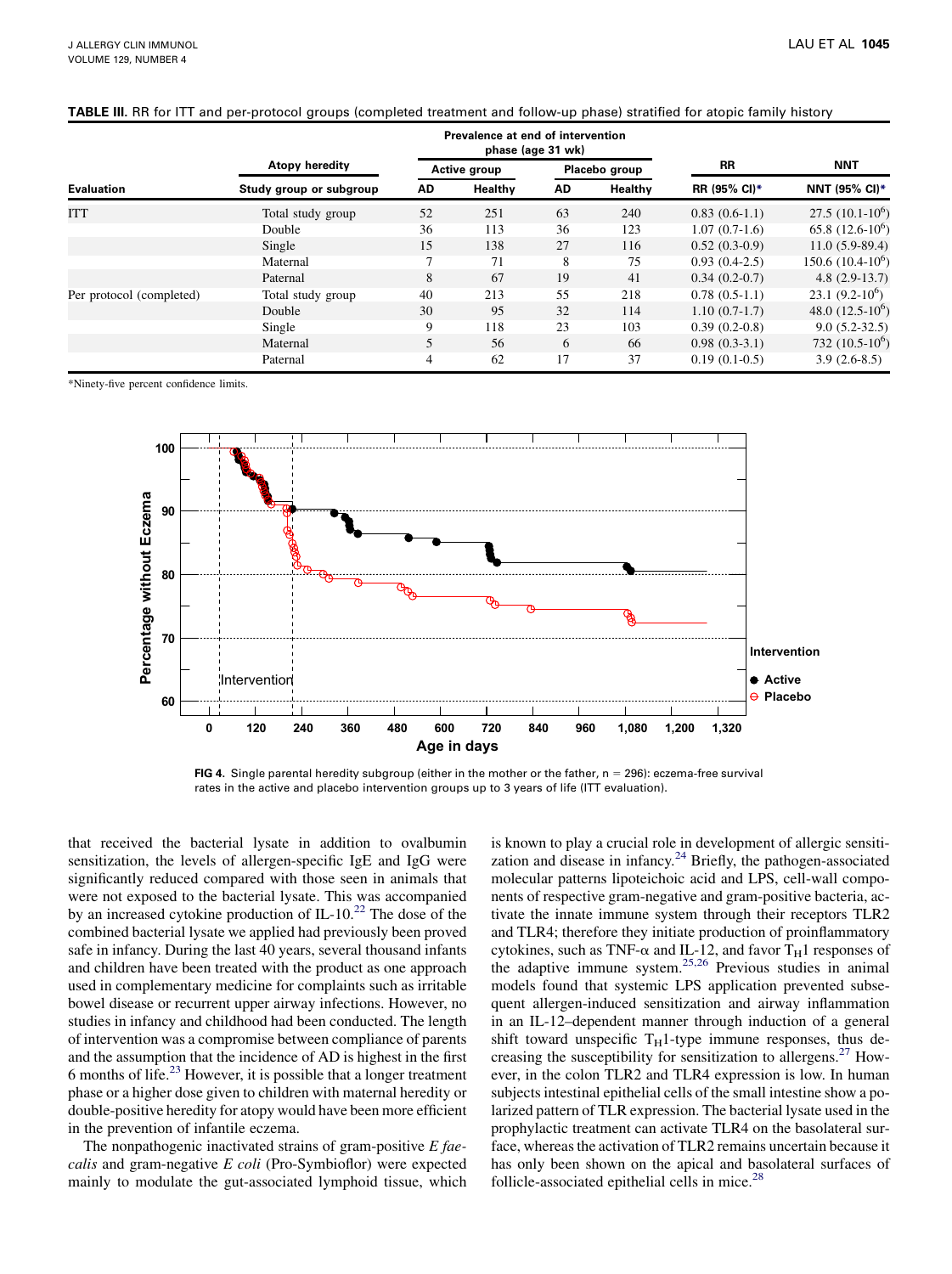**TABLE III.** RR for ITT and per-protocol groups (completed treatment and follow-up phase) stratified for atopic family history

| | Atopy heredity | Prevalence at end of intervention phase (age 31 wk) | | | | RR | NNT |
|---|---|---|---|---|---|---|---|
| | | Active group | | Placebo group | | | |
| Evaluation | Study group or subgroup | AD | Healthy | AD | Healthy | RR (95% CI)* | NNT (95% CI)* |
| ITT | Total study group | 52 | 251 | 63 | 240 | 0.83 (0.6-1.1) | 27.5 (10.1-$10^6$) |
| | Double | 36 | 113 | 36 | 123 | 1.07 (0.7-1.6) | 65.8 (12.6-$10^6$) |
| | Single | 15 | 138 | 27 | 116 | 0.52 (0.3-0.9) | 11.0 (5.9-89.4) |
| | Maternal | 7 | 71 | 8 | 75 | 0.93 (0.4-2.5) | 150.6 (10.4-$10^6$) |
| | Paternal | 8 | 67 | 19 | 41 | 0.34 (0.2-0.7) | 4.8 (2.9-13.7) |
| Per protocol (completed) | Total study group | 40 | 213 | 55 | 218 | 0.78 (0.5-1.1) | 23.1 (9.2-$10^6$) |
| | Double | 30 | 95 | 32 | 114 | 1.10 (0.7-1.7) | 48.0 (12.5-$10^6$) |
| | Single | 9 | 118 | 23 | 103 | 0.39 (0.2-0.8) | 9.0 (5.2-32.5) |
| | Maternal | 5 | 56 | 6 | 66 | 0.98 (0.3-3.1) | 732 (10.5-$10^6$) |
| | Paternal | 4 | 62 | 17 | 37 | 0.19 (0.1-0.5) | 3.9 (2.6-8.5) |

*Ninety-five percent confidence limits.

**FIG 4.** Single parental heredity subgroup (either in the mother or the father, n = 296): eczema-free survival rates in the active and placebo intervention groups up to 3 years of life (ITT evaluation).

that received the bacterial lysate in addition to ovalbumin sensitization, the levels of allergen-specific IgE and IgG were significantly reduced compared with those seen in animals that were not exposed to the bacterial lysate. This was accompanied by an increased cytokine production of IL-10.[22] The dose of the combined bacterial lysate we applied had previously been proved safe in infancy. During the last 40 years, several thousand infants and children have been treated with the product as one approach used in complementary medicine for complaints such as irritable bowel disease or recurrent upper airway infections. However, no studies in infancy and childhood had been conducted. The length of intervention was a compromise between compliance of parents and the assumption that the incidence of AD is highest in the first 6 months of life.[23] However, it is possible that a longer treatment phase or a higher dose given to children with maternal heredity or double-positive heredity for atopy would have been more efficient in the prevention of infantile eczema.

The nonpathogenic inactivated strains of gram-positive *E faecalis* and gram-negative *E coli* (Pro-Symbioflor) were expected mainly to modulate the gut-associated lymphoid tissue, which is known to play a crucial role in development of allergic sensitization and disease in infancy.[24] Briefly, the pathogen-associated molecular patterns lipoteichoic acid and LPS, cell-wall components of respective gram-negative and gram-positive bacteria, activate the innate immune system through their receptors TLR2 and TLR4; therefore they initiate production of proinflammatory cytokines, such as TNF-α and IL-12, and favor $T_H1$ responses of the adaptive immune system.[25,26] Previous studies in animal models found that systemic LPS application prevented subsequent allergen-induced sensitization and airway inflammation in an IL-12–dependent manner through induction of a general shift toward unspecific $T_H1$-type immune responses, thus decreasing the susceptibility for sensitization to allergens.[27] However, in the colon TLR2 and TLR4 expression is low. In human subjects intestinal epithelial cells of the small intestine show a polarized pattern of TLR expression. The bacterial lysate used in the prophylactic treatment can activate TLR4 on the basolateral surface, whereas the activation of TLR2 remains uncertain because it has only been shown on the apical and basolateral surfaces of follicle-associated epithelial cells in mice.[28]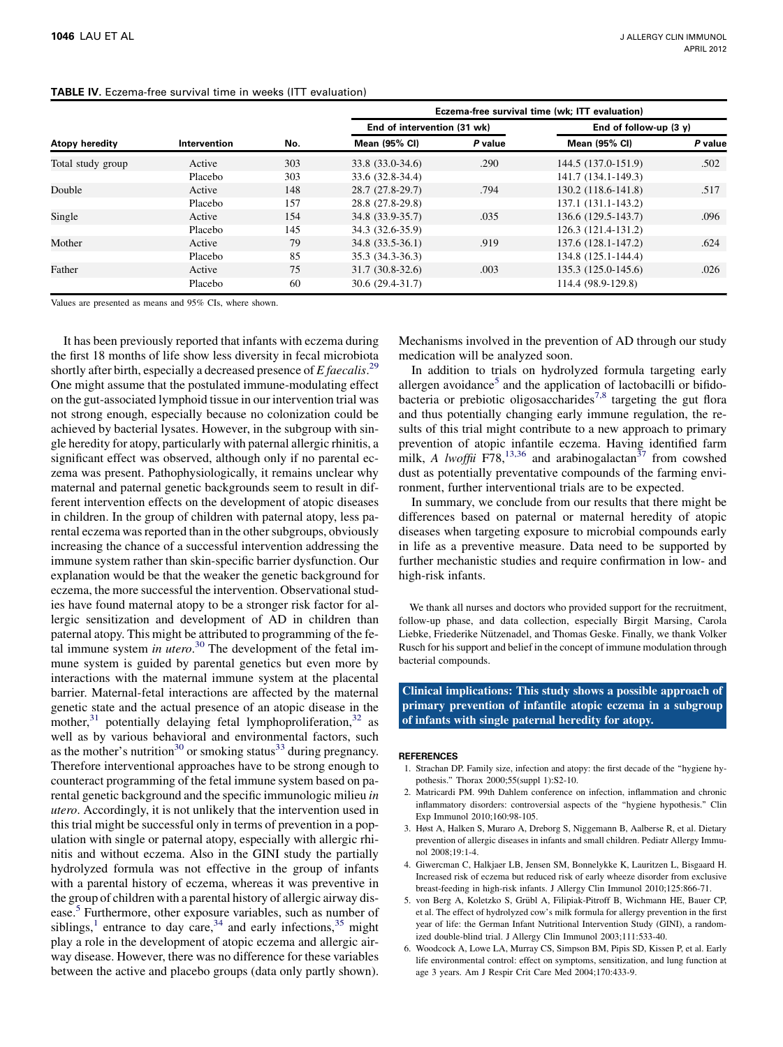**TABLE IV.** Eczema-free survival time in weeks (ITT evaluation)

| Atopy heredity | Intervention | No. | Eczema-free survival time (wk; ITT evaluation) | | | |
|---|---|---|---|---|---|---|
| | | | End of intervention (31 wk) | | End of follow-up (3 y) | |
| | | | Mean (95% CI) | *P* value | Mean (95% CI) | *P* value |
| Total study group | Active | 303 | 33.8 (33.0-34.6) | .290 | 144.5 (137.0-151.9) | .502 |
| | Placebo | 303 | 33.6 (32.8-34.4) | | 141.7 (134.1-149.3) | |
| Double | Active | 148 | 28.7 (27.8-29.7) | .794 | 130.2 (118.6-141.8) | .517 |
| | Placebo | 157 | 28.8 (27.8-29.8) | | 137.1 (131.1-143.2) | |
| Single | Active | 154 | 34.8 (33.9-35.7) | .035 | 136.6 (129.5-143.7) | .096 |
| | Placebo | 145 | 34.3 (32.6-35.9) | | 126.3 (121.4-131.2) | |
| Mother | Active | 79 | 34.8 (33.5-36.1) | .919 | 137.6 (128.1-147.2) | .624 |
| | Placebo | 85 | 35.3 (34.3-36.3) | | 134.8 (125.1-144.4) | |
| Father | Active | 75 | 31.7 (30.8-32.6) | .003 | 135.3 (125.0-145.6) | .026 |
| | Placebo | 60 | 30.6 (29.4-31.7) | | 114.4 (98.9-129.8) | |

Values are presented as means and 95% CIs, where shown.

It has been previously reported that infants with eczema during the first 18 months of life show less diversity in fecal microbiota shortly after birth, especially a decreased presence of *E faecalis*.[29] One might assume that the postulated immune-modulating effect on the gut-associated lymphoid tissue in our intervention trial was not strong enough, especially because no colonization could be achieved by bacterial lysates. However, in the subgroup with single heredity for atopy, particularly with paternal allergic rhinitis, a significant effect was observed, although only if no parental eczema was present. Pathophysiologically, it remains unclear why maternal and paternal genetic backgrounds seem to result in different intervention effects on the development of atopic diseases in children. In the group of children with paternal atopy, less parental eczema was reported than in the other subgroups, obviously increasing the chance of a successful intervention addressing the immune system rather than skin-specific barrier dysfunction. Our explanation would be that the weaker the genetic background for eczema, the more successful the intervention. Observational studies have found maternal atopy to be a stronger risk factor for allergic sensitization and development of AD in children than paternal atopy. This might be attributed to programming of the fetal immune system *in utero*.[30] The development of the fetal immune system is guided by parental genetics but even more by interactions with the maternal immune system at the placental barrier. Maternal-fetal interactions are affected by the maternal genetic state and the actual presence of an atopic disease in the mother,[31] potentially delaying fetal lymphoproliferation,[32] as well as by various behavioral and environmental factors, such as the mother's nutrition[30] or smoking status[33] during pregnancy. Therefore interventional approaches have to be strong enough to counteract programming of the fetal immune system based on parental genetic background and the specific immunologic milieu *in utero*. Accordingly, it is not unlikely that the intervention used in this trial might be successful only in terms of prevention in a population with single or paternal atopy, especially with allergic rhinitis and without eczema. Also in the GINI study the partially hydrolyzed formula was not effective in the group of infants with a parental history of eczema, whereas it was preventive in the group of children with a parental history of allergic airway disease.[5] Furthermore, other exposure variables, such as number of siblings,[1] entrance to day care,[34] and early infections,[35] might play a role in the development of atopic eczema and allergic airway disease. However, there was no difference for these variables between the active and placebo groups (data only partly shown). Mechanisms involved in the prevention of AD through our study medication will be analyzed soon.

In addition to trials on hydrolyzed formula targeting early allergen avoidance[5] and the application of lactobacilli or bifidobacteria or prebiotic oligosaccharides[7,8] targeting the gut flora and thus potentially changing early immune regulation, the results of this trial might contribute to a new approach to primary prevention of atopic infantile eczema. Having identified farm milk, *A lwoffii* F78,[13,36] and arabinogalactan[37] from cowshed dust as potentially preventative compounds of the farming environment, further interventional trials are to be expected.

In summary, we conclude from our results that there might be differences based on paternal or maternal heredity of atopic diseases when targeting exposure to microbial compounds early in life as a preventive measure. Data need to be supported by further mechanistic studies and require confirmation in low- and high-risk infants.

We thank all nurses and doctors who provided support for the recruitment, follow-up phase, and data collection, especially Birgit Marsing, Carola Liebke, Friederike Nützenadel, and Thomas Geske. Finally, we thank Volker Rusch for his support and belief in the concept of immune modulation through bacterial compounds.

**Clinical implications: This study shows a possible approach of primary prevention of infantile atopic eczema in a subgroup of infants with single paternal heredity for atopy.**

## REFERENCES

1. Strachan DP. Family size, infection and atopy: the first decade of the "hygiene hypothesis." Thorax 2000;55(suppl 1):S2-10.
2. Matricardi PM. 99th Dahlem conference on infection, inflammation and chronic inflammatory disorders: controversial aspects of the "hygiene hypothesis." Clin Exp Immunol 2010;160:98-105.
3. Høst A, Halken S, Muraro A, Dreborg S, Niggemann B, Aalberse R, et al. Dietary prevention of allergic diseases in infants and small children. Pediatr Allergy Immunol 2008;19:1-4.
4. Giwercman C, Halkjaer LB, Jensen SM, Bonnelykke K, Lauritzen L, Bisgaard H. Increased risk of eczema but reduced risk of early wheeze disorder from exclusive breast-feeding in high-risk infants. J Allergy Clin Immunol 2010;125:866-71.
5. von Berg A, Koletzko S, Grübl A, Filipiak-Pittroff B, Wichmann HE, Bauer CP, et al. The effect of hydrolyzed cow's milk formula for allergy prevention in the first year of life: the German Infant Nutritional Intervention Study (GINI), a randomized double-blind trial. J Allergy Clin Immunol 2003;111:533-40.
6. Woodcock A, Lowe LA, Murray CS, Simpson BM, Pipis SD, Kissen P, et al. Early life environmental control: effect on symptoms, sensitization, and lung function at age 3 years. Am J Respir Crit Care Med 2004;170:433-9.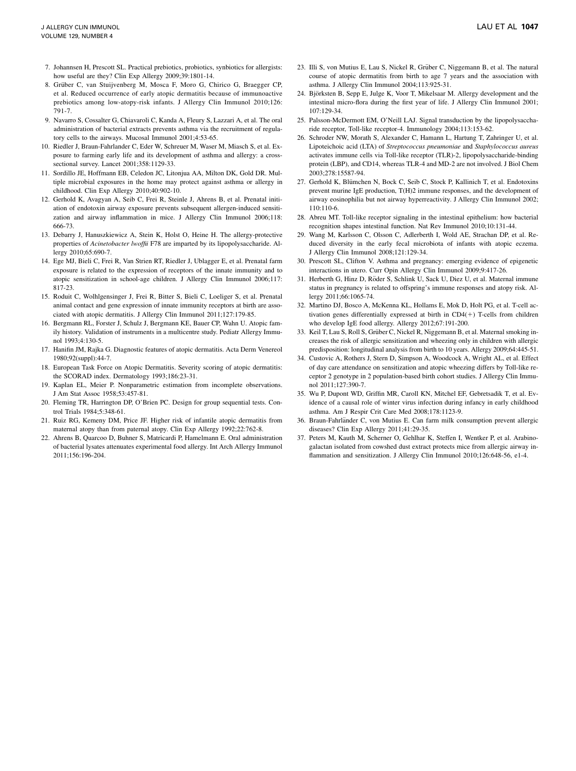7. Johannsen H, Prescott SL. Practical prebiotics, probiotics, synbiotics for allergists: how useful are they? Clin Exp Allergy 2009;39:1801-14.
8. Grüber C, van Stuijvenberg M, Mosca F, Moro G, Chirico G, Braegger CP, et al. Reduced occurrence of early atopic dermatitis because of immunoactive prebiotics among low-atopy-risk infants. J Allergy Clin Immunol 2010;126: 791-7.
9. Navarro S, Cossalter G, Chiavaroli C, Kanda A, Fleury S, Lazzari A, et al. The oral administration of bacterial extracts prevents asthma via the recruitment of regulatory cells to the airways. Mucosal Immunol 2001;4:53-65.
10. Riedler J, Braun-Fahrlander C, Eder W, Schreuer M, Waser M, Miasch S, et al. Exposure to farming early life and its development of asthma and allergy: a cross-sectional survey. Lancet 2001;358:1129-33.
11. Sordillo JE, Hoffmann EB, Celedon JC, Litonjua AA, Milton DK, Gold DR. Multiple microbial exposures in the home may protect against asthma or allergy in childhood. Clin Exp Allergy 2010;40:902-10.
12. Gerhold K, Avagyan A, Seib C, Frei R, Steinle J, Ahrens B, et al. Prenatal initiation of endotoxin airway exposure prevents subsequent allergen-induced sensitization and airway inflammation in mice. J Allergy Clin Immunol 2006;118: 666-73.
13. Debarry J, Hanuszkiewicz A, Stein K, Holst O, Heine H. The allergy-protective properties of *Acinetobacter lwoffii* F78 are imparted by its lipopolysaccharide. Allergy 2010;65:690-7.
14. Ege MJ, Bieli C, Frei R, Van Strien RT, Riedler J, Ublagger E, et al. Prenatal farm exposure is related to the expression of receptors of the innate immunity and to atopic sensitization in school-age children. J Allergy Clin Immunol 2006;117: 817-23.
15. Roduit C, Wohlgensinger J, Frei R, Bitter S, Bieli C, Loeliger S, et al. Prenatal animal contact and gene expression of innate immunity receptors at birth are associated with atopic dermatitis. J Allergy Clin Immunol 2011;127:179-85.
16. Bergmann RL, Forster J, Schulz J, Bergmann KE, Bauer CP, Wahn U. Atopic family history. Validation of instruments in a multicentre study. Pediatr Allergy Immunol 1993;4:130-5.
17. Hanifin JM, Rajka G. Diagnostic features of atopic dermatitis. Acta Derm Venereol 1980;92(suppl):44-7.
18. European Task Force on Atopic Dermatitis. Severity scoring of atopic dermatitis: the SCORAD index. Dermatology 1993;186:23-31.
19. Kaplan EL, Meier P. Nonparametric estimation from incomplete observations. J Am Stat Assoc 1958;53:457-81.
20. Fleming TR, Harrington DP, O'Brien PC. Design for group sequential tests. Control Trials 1984;5:348-61.
21. Ruiz RG, Kemeny DM, Price JF. Higher risk of infantile atopic dermatitis from maternal atopy than from paternal atopy. Clin Exp Allergy 1992;22:762-8.
22. Ahrens B, Quarcoo D, Buhner S, Matricardi P, Hamelmann E. Oral administration of bacterial lysates attenuates experimental food allergy. Int Arch Allergy Immunol 2011;156:196-204.
23. Illi S, von Mutius E, Lau S, Nickel R, Grüber C, Niggemann B, et al. The natural course of atopic dermatitis from birth to age 7 years and the association with asthma. J Allergy Clin Immunol 2004;113:925-31.
24. Björksten B, Sepp E, Julge K, Voor T, Mikelsaar M. Allergy development and the intestinal micro-flora during the first year of life. J Allergy Clin Immunol 2001; 107:129-34.
25. Palsson-McDermott EM, O'Neill LAJ. Signal transduction by the lipopolysaccharide receptor, Toll-like receptor-4. Immunology 2004;113:153-62.
26. Schroder NW, Morath S, Alexander C, Hamann L, Hartung T, Zahringer U, et al. Lipoteichoic acid (LTA) of *Streptococcus pneumoniae* and *Staphylococcus aureus* activates immune cells via Toll-like receptor (TLR)-2, lipopolysaccharide-binding protein (LBP), and CD14, whereas TLR-4 and MD-2 are not involved. J Biol Chem 2003;278:15587-94.
27. Gerhold K, Blümchen N, Bock C, Seib C, Stock P, Kallinich T, et al. Endotoxins prevent murine IgE production, T(H)2 immune responses, and the development of airway eosinophilia but not airway hyperreactivity. J Allergy Clin Immunol 2002; 110:110-6.
28. Abreu MT. Toll-like receptor signaling in the intestinal epithelium: how bacterial recognition shapes intestinal function. Nat Rev Immunol 2010;10:131-44.
29. Wang M, Karlsson C, Olsson C, Adlerberth I, Wold AE, Strachan DP, et al. Reduced diversity in the early fecal microbiota of infants with atopic eczema. J Allergy Clin Immunol 2008;121:129-34.
30. Prescott SL, Clifton V. Asthma and pregnancy: emerging evidence of epigenetic interactions in utero. Curr Opin Allergy Clin Immunol 2009;9:417-26.
31. Herberth G, Hinz D, Röder S, Schlink U, Sack U, Diez U, et al. Maternal immune status in pregnancy is related to offspring's immune responses and atopy risk. Allergy 2011;66:1065-74.
32. Martino DJ, Bosco A, McKenna KL, Hollams E, Mok D, Holt PG, et al. T-cell activation genes differentially expressed at birth in CD4(+) T-cells from children who develop IgE food allergy. Allergy 2012;67:191-200.
33. Keil T, Lau S, Roll S, Grüber C, Nickel R, Niggemann B, et al. Maternal smoking increases the risk of allergic sensitization and wheezing only in children with allergic predisposition: longitudinal analysis from birth to 10 years. Allergy 2009;64:445-51.
34. Custovic A, Rothers J, Stern D, Simpson A, Woodcock A, Wright AL, et al. Effect of day care attendance on sensitization and atopic wheezing differs by Toll-like receptor 2 genotype in 2 population-based birth cohort studies. J Allergy Clin Immunol 2011;127:390-7.
35. Wu P, Dupont WD, Griffin MR, Caroll KN, Mitchel EF, Gebretsadik T, et al. Evidence of a causal role of winter virus infection during infancy in early childhood asthma. Am J Respir Crit Care Med 2008;178:1123-9.
36. Braun-Fahrländer C, von Mutius E. Can farm milk consumption prevent allergic diseases? Clin Exp Allergy 2011;41:29-35.
37. Peters M, Kauth M, Scherner O, Gehlhar K, Steffen I, Wentker P, et al. Arabinogalactan isolated from cowshed dust extract protects mice from allergic airway inflammation and sensitization. J Allergy Clin Immunol 2010;126:648-56, e1-4.